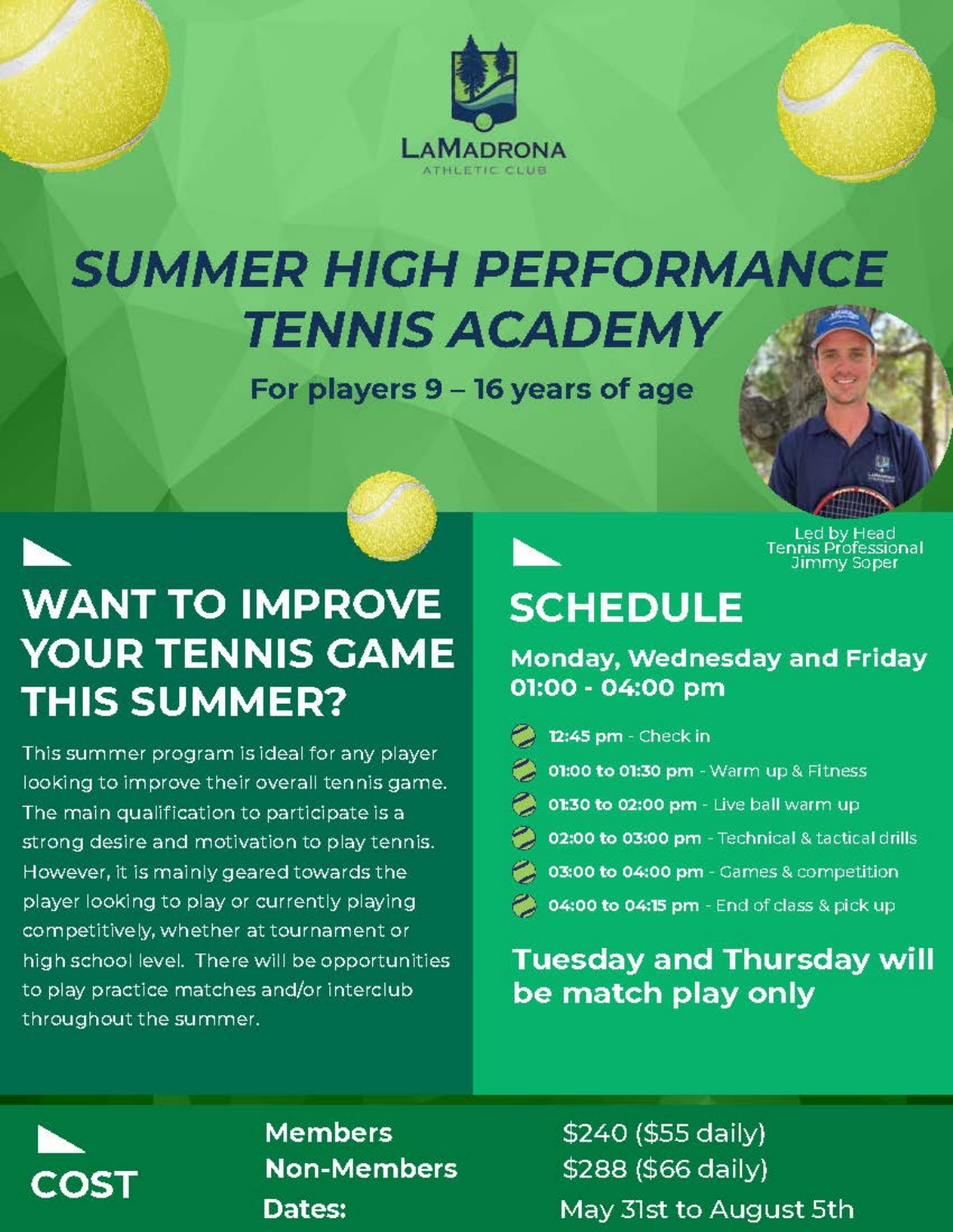LaMadrona Athletic Club

# SUMMER HIGH PERFORMANCE TENNIS ACADEMY

### For players 9 – 16 years of age

Led by Head Tennis Professional Jimmy Soper

## WANT TO IMPROVE YOUR TENNIS GAME THIS SUMMER?

This summer program is ideal for any player looking to improve their overall tennis game. The main qualification to participate is a strong desire and motivation to play tennis. However, it is mainly geared towards the player looking to play or currently playing competitively, whether at tournament or high school level. There will be opportunities to play practice matches and/or interclub throughout the summer.

## SCHEDULE

### Monday, Wednesday and Friday 01:00 - 04:00 pm

- **12:45 pm** - Check in
- **01:00 to 01:30 pm** - Warm up & Fitness
- **01:30 to 02:00 pm** - Live ball warm up
- **02:00 to 03:00 pm** - Technical & tactical drills
- **03:00 to 04:00 pm** - Games & competition
- **04:00 to 04:15 pm** - End of class & pick up

### Tuesday and Thursday will be match play only

## COST

| | |
|---|---|
| **Members** | $240 ($55 daily) |
| **Non-Members** | $288 ($66 daily) |
| **Dates:** | May 31st to August 5th |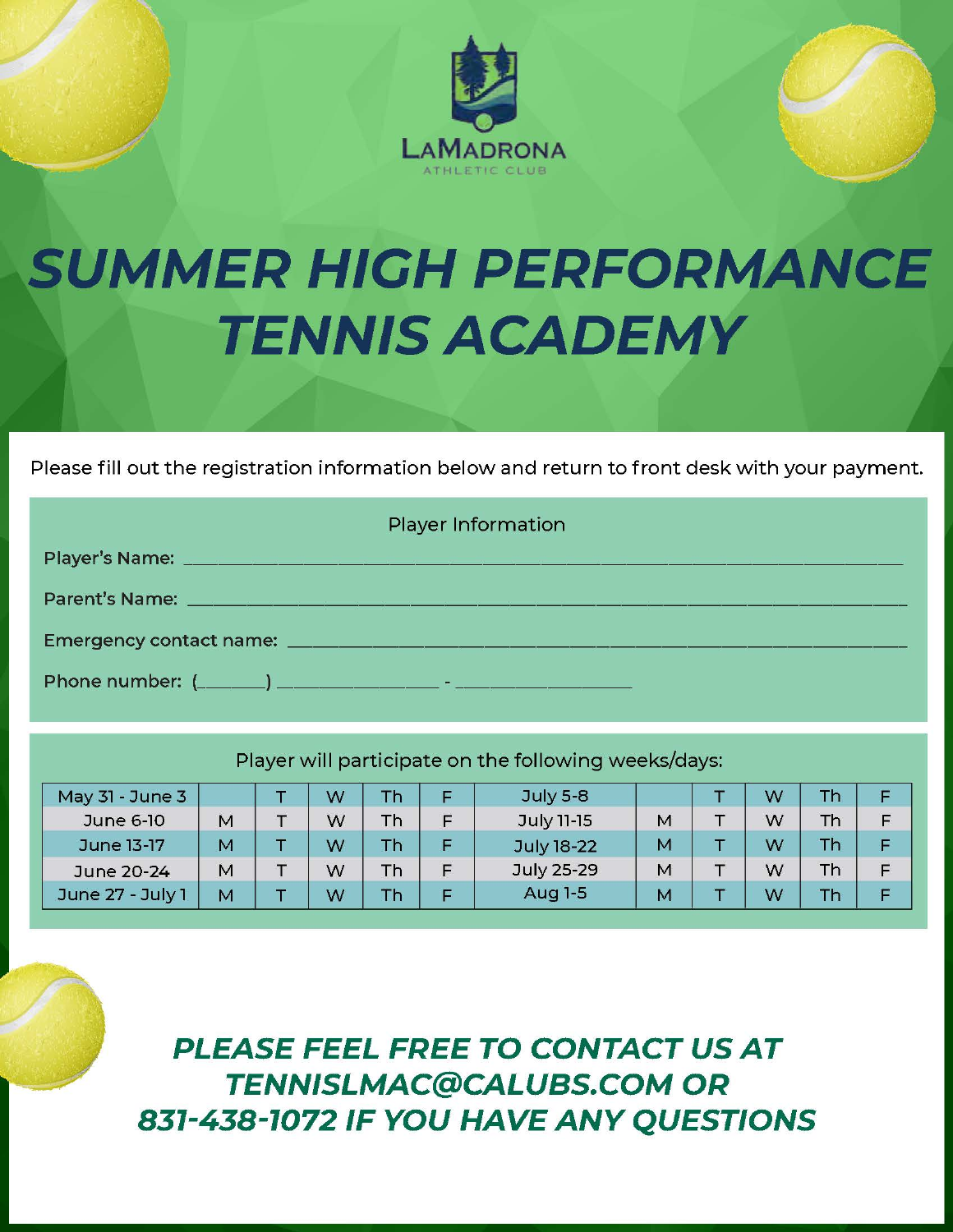LaMadrona
ATHLETIC CLUB

# SUMMER HIGH PERFORMANCE TENNIS ACADEMY

Please fill out the registration information below and return to front desk with your payment.

Player Information

Player's Name: ___________________________________________

Parent's Name: ___________________________________________

Emergency contact name: ___________________________________

Phone number: (_______) _______________ - _______________

Player will participate on the following weeks/days:

| May 31 - June 3 | | T | W | Th | F | July 5-8 | | T | W | Th | F |
|---|---|---|---|---|---|---|---|---|---|---|---|
| June 6-10 | M | T | W | Th | F | July 11-15 | M | T | W | Th | F |
| June 13-17 | M | T | W | Th | F | July 18-22 | M | T | W | Th | F |
| June 20-24 | M | T | W | Th | F | July 25-29 | M | T | W | Th | F |
| June 27 - July 1 | M | T | W | Th | F | Aug 1-5 | M | T | W | Th | F |

***PLEASE FEEL FREE TO CONTACT US AT TENNISLMAC@CALUBS.COM OR 831-438-1072 IF YOU HAVE ANY QUESTIONS***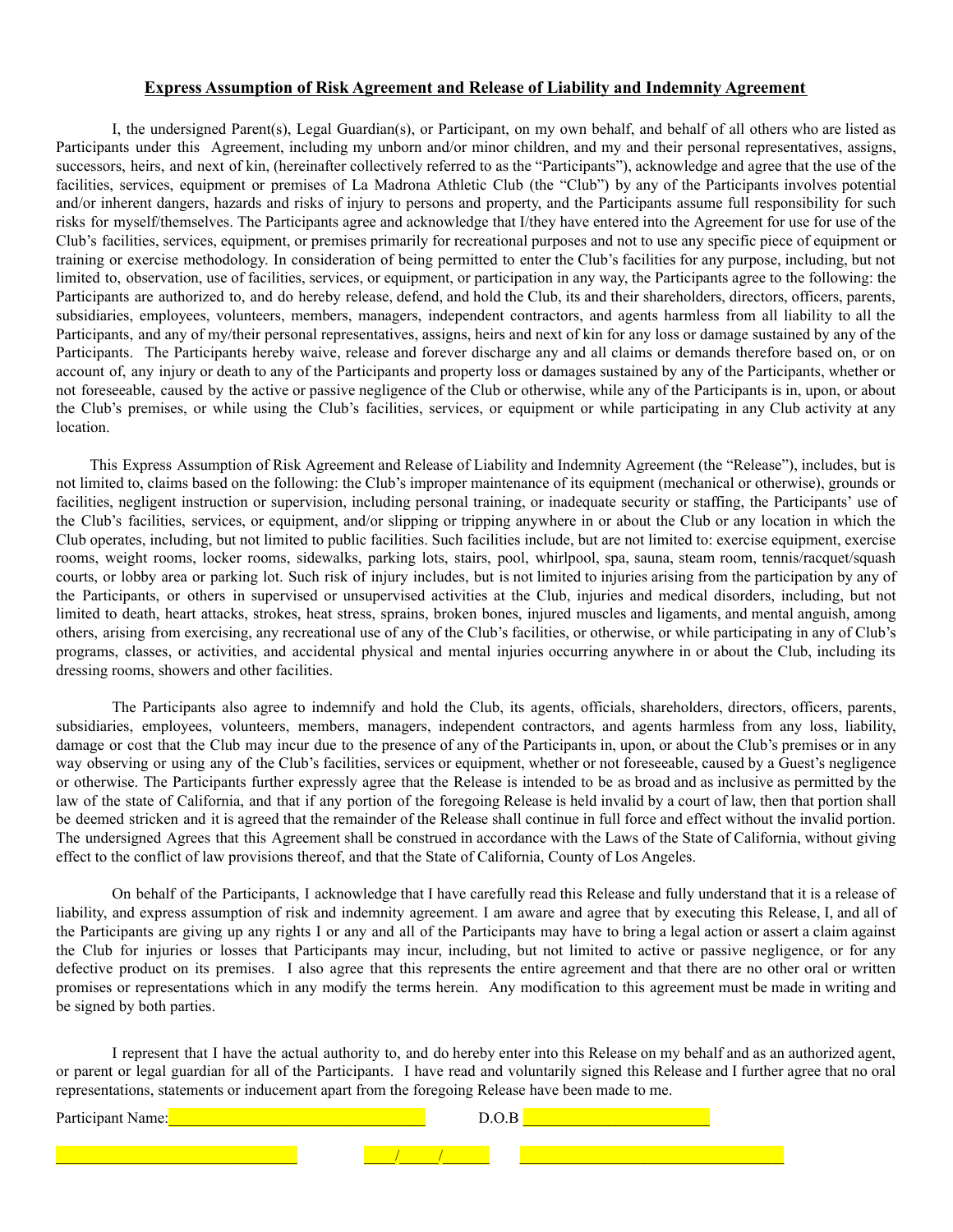**Express Assumption of Risk Agreement and Release of Liability and Indemnity Agreement**

I, the undersigned Parent(s), Legal Guardian(s), or Participant, on my own behalf, and behalf of all others who are listed as Participants under this Agreement, including my unborn and/or minor children, and my and their personal representatives, assigns, successors, heirs, and next of kin, (hereinafter collectively referred to as the "Participants"), acknowledge and agree that the use of the facilities, services, equipment or premises of La Madrona Athletic Club (the "Club") by any of the Participants involves potential and/or inherent dangers, hazards and risks of injury to persons and property, and the Participants assume full responsibility for such risks for myself/themselves. The Participants agree and acknowledge that I/they have entered into the Agreement for use for use of the Club's facilities, services, equipment, or premises primarily for recreational purposes and not to use any specific piece of equipment or training or exercise methodology. In consideration of being permitted to enter the Club's facilities for any purpose, including, but not limited to, observation, use of facilities, services, or equipment, or participation in any way, the Participants agree to the following: the Participants are authorized to, and do hereby release, defend, and hold the Club, its and their shareholders, directors, officers, parents, subsidiaries, employees, volunteers, members, managers, independent contractors, and agents harmless from all liability to all the Participants, and any of my/their personal representatives, assigns, heirs and next of kin for any loss or damage sustained by any of the Participants. The Participants hereby waive, release and forever discharge any and all claims or demands therefore based on, or on account of, any injury or death to any of the Participants and property loss or damages sustained by any of the Participants, whether or not foreseeable, caused by the active or passive negligence of the Club or otherwise, while any of the Participants is in, upon, or about the Club's premises, or while using the Club's facilities, services, or equipment or while participating in any Club activity at any location.

This Express Assumption of Risk Agreement and Release of Liability and Indemnity Agreement (the "Release"), includes, but is not limited to, claims based on the following: the Club's improper maintenance of its equipment (mechanical or otherwise), grounds or facilities, negligent instruction or supervision, including personal training, or inadequate security or staffing, the Participants' use of the Club's facilities, services, or equipment, and/or slipping or tripping anywhere in or about the Club or any location in which the Club operates, including, but not limited to public facilities. Such facilities include, but are not limited to: exercise equipment, exercise rooms, weight rooms, locker rooms, sidewalks, parking lots, stairs, pool, whirlpool, spa, sauna, steam room, tennis/racquet/squash courts, or lobby area or parking lot. Such risk of injury includes, but is not limited to injuries arising from the participation by any of the Participants, or others in supervised or unsupervised activities at the Club, injuries and medical disorders, including, but not limited to death, heart attacks, strokes, heat stress, sprains, broken bones, injured muscles and ligaments, and mental anguish, among others, arising from exercising, any recreational use of any of the Club's facilities, or otherwise, or while participating in any of Club's programs, classes, or activities, and accidental physical and mental injuries occurring anywhere in or about the Club, including its dressing rooms, showers and other facilities.

The Participants also agree to indemnify and hold the Club, its agents, officials, shareholders, directors, officers, parents, subsidiaries, employees, volunteers, members, managers, independent contractors, and agents harmless from any loss, liability, damage or cost that the Club may incur due to the presence of any of the Participants in, upon, or about the Club's premises or in any way observing or using any of the Club's facilities, services or equipment, whether or not foreseeable, caused by a Guest's negligence or otherwise. The Participants further expressly agree that the Release is intended to be as broad and as inclusive as permitted by the law of the state of California, and that if any portion of the foregoing Release is held invalid by a court of law, then that portion shall be deemed stricken and it is agreed that the remainder of the Release shall continue in full force and effect without the invalid portion. The undersigned Agrees that this Agreement shall be construed in accordance with the Laws of the State of California, without giving effect to the conflict of law provisions thereof, and that the State of California, County of Los Angeles.

On behalf of the Participants, I acknowledge that I have carefully read this Release and fully understand that it is a release of liability, and express assumption of risk and indemnity agreement. I am aware and agree that by executing this Release, I, and all of the Participants are giving up any rights I or any and all of the Participants may have to bring a legal action or assert a claim against the Club for injuries or losses that Participants may incur, including, but not limited to active or passive negligence, or for any defective product on its premises. I also agree that this represents the entire agreement and that there are no other oral or written promises or representations which in any modify the terms herein. Any modification to this agreement must be made in writing and be signed by both parties.

I represent that I have the actual authority to, and do hereby enter into this Release on my behalf and as an authorized agent, or parent or legal guardian for all of the Participants. I have read and voluntarily signed this Release and I further agree that no oral representations, statements or inducement apart from the foregoing Release have been made to me.

Participant Name:________________________________ D.O.B ________________________

______________________________ ____/_____/______ _________________________________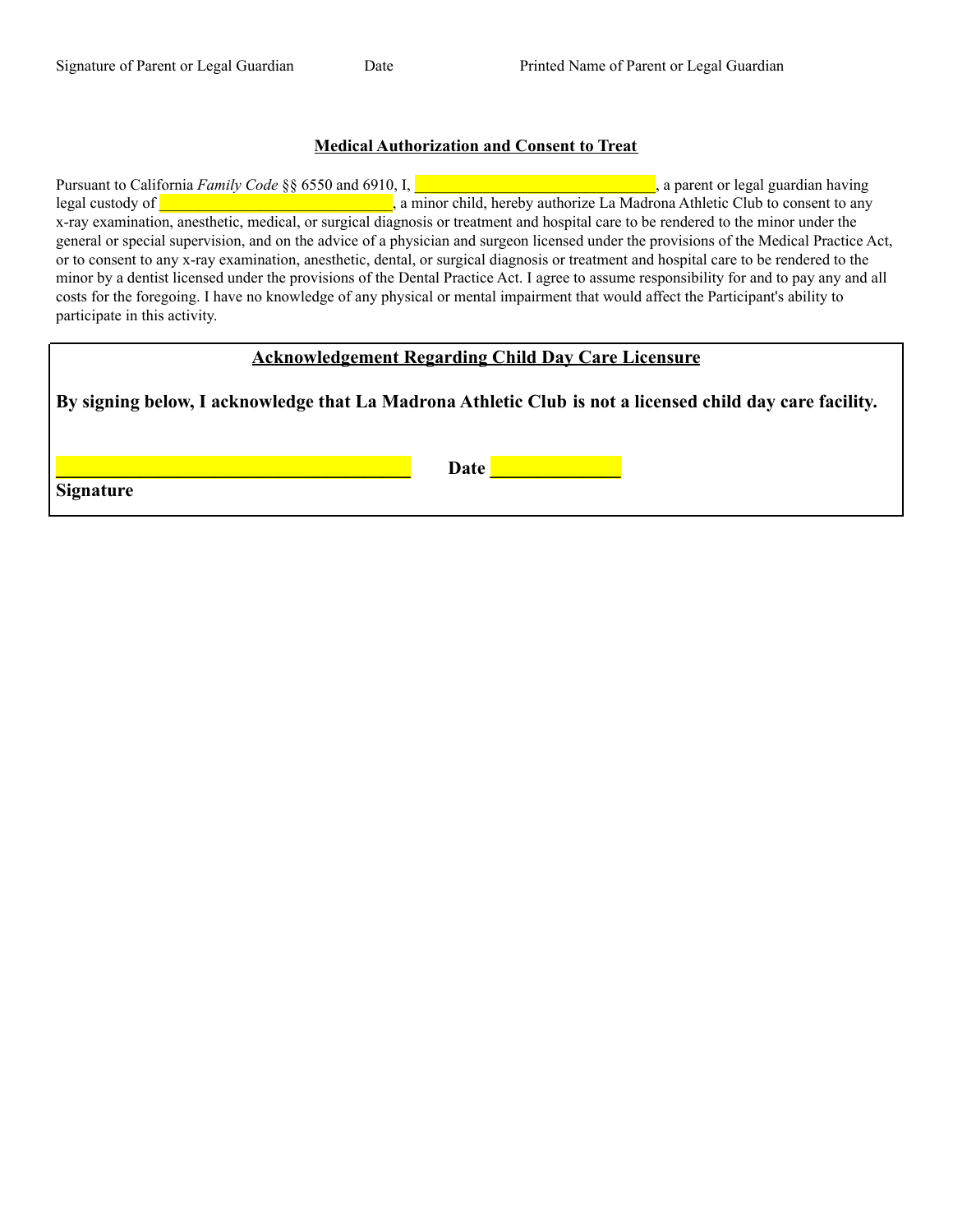Signature of Parent or Legal Guardian Date Printed Name of Parent or Legal Guardian

**Medical Authorization and Consent to Treat**

Pursuant to California *Family Code* §§ 6550 and 6910, I, ______________________________, a parent or legal guardian having legal custody of ______________________________, a minor child, hereby authorize La Madrona Athletic Club to consent to any x-ray examination, anesthetic, medical, or surgical diagnosis or treatment and hospital care to be rendered to the minor under the general or special supervision, and on the advice of a physician and surgeon licensed under the provisions of the Medical Practice Act, or to consent to any x-ray examination, anesthetic, dental, or surgical diagnosis or treatment and hospital care to be rendered to the minor by a dentist licensed under the provisions of the Dental Practice Act. I agree to assume responsibility for and to pay any and all costs for the foregoing. I have no knowledge of any physical or mental impairment that would affect the Participant's ability to participate in this activity.

**Acknowledgement Regarding Child Day Care Licensure**

**By signing below, I acknowledge that La Madrona Athletic Club is not a licensed child day care facility.**

**____________________________________** **Date ______________**
**Signature**